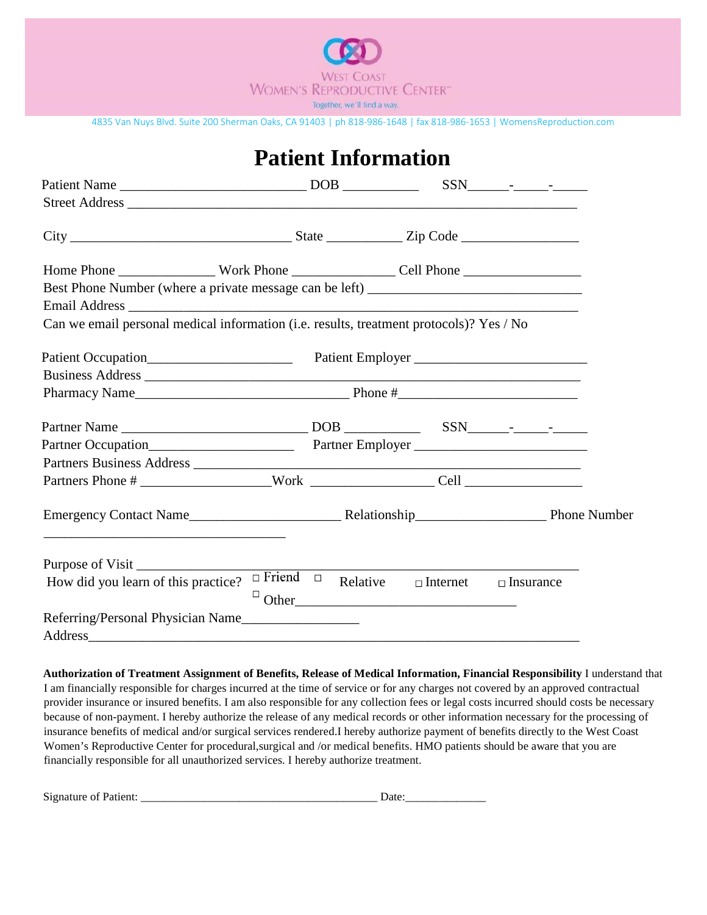WEST COAST WOMEN'S REPRODUCTIVE CENTER™

Together, we'll find a way.

4835 Van Nuys Blvd. Suite 200 Sherman Oaks, CA 91403 | ph 818-986-1648 | fax 818-986-1653 | WomensReproduction.com

# Patient Information

Patient Name ___________________________ DOB ___________ SSN______-_____-_____

Street Address _________________________________________________________________

City ________________________________ State ___________ Zip Code _________________

Home Phone ______________ Work Phone _______________ Cell Phone _________________

Best Phone Number (where a private message can be left) _______________________________

Email Address _________________________________________________________________

Can we email personal medical information (i.e. results, treatment protocols)? Yes / No

Patient Occupation_____________________ Patient Employer _________________________

Business Address _______________________________________________________________

Pharmacy Name_______________________________ Phone #__________________________

Partner Name ___________________________ DOB ___________ SSN______-_____-_____

Partner Occupation_____________________ Partner Employer _________________________

Partners Business Address _______________________________________________________

Partners Phone # __________________Work _________________ Cell _________________

Emergency Contact Name______________________ Relationship__________________ Phone Number ___________________________________

Purpose of Visit _________________________________________________________________

How did you learn of this practice? ☐ Friend ☐ Relative ☐ Internet ☐ Insurance ☐ Other________________________________

Referring/Personal Physician Name_________________

Address_______________________________________________________________________

**Authorization of Treatment Assignment of Benefits, Release of Medical Information, Financial Responsibility** I understand that I am financially responsible for charges incurred at the time of service or for any charges not covered by an approved contractual provider insurance or insured benefits. I am also responsible for any collection fees or legal costs incurred should costs be necessary because of non-payment. I hereby authorize the release of any medical records or other information necessary for the processing of insurance benefits of medical and/or surgical services rendered.I hereby authorize payment of benefits directly to the West Coast Women's Reproductive Center for procedural,surgical and /or medical benefits. HMO patients should be aware that you are financially responsible for all unauthorized services. I hereby authorize treatment.

Signature of Patient: ________________________________________ Date:______________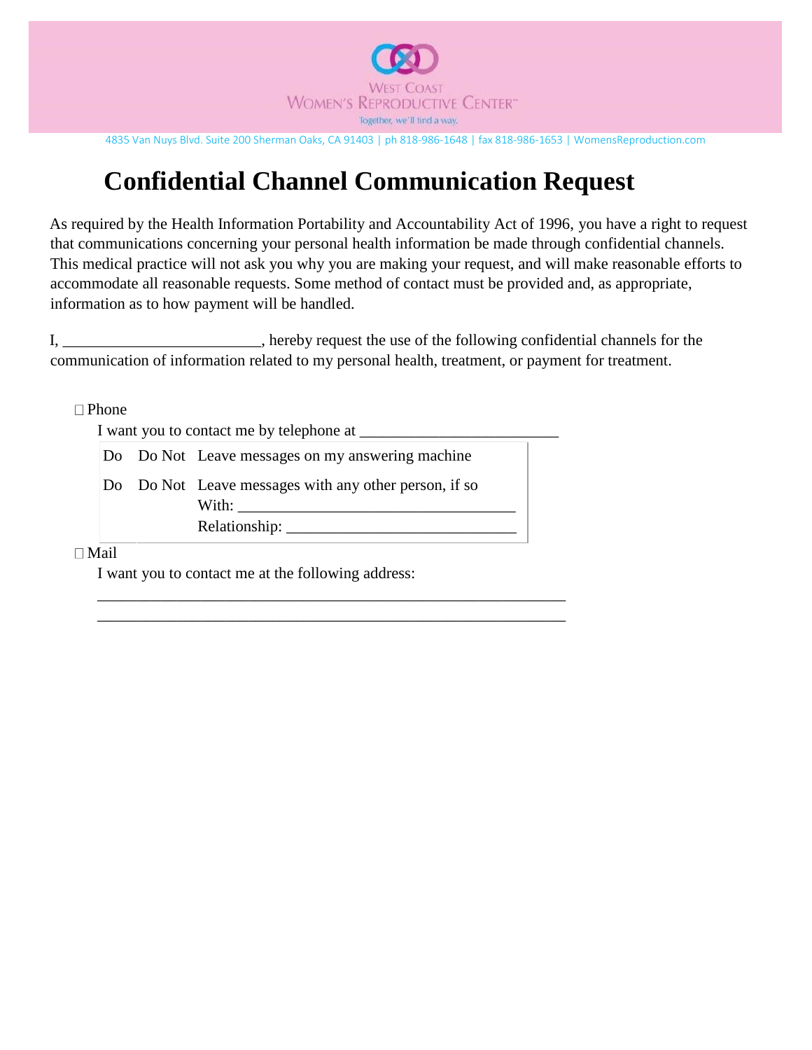West Coast Women's Reproductive Center™

Together, we'll find a way.

4835 Van Nuys Blvd. Suite 200 Sherman Oaks, CA 91403 | ph 818-986-1648 | fax 818-986-1653 | WomensReproduction.com

# Confidential Channel Communication Request

As required by the Health Information Portability and Accountability Act of 1996, you have a right to request that communications concerning your personal health information be made through confidential channels. This medical practice will not ask you why you are making your request, and will make reasonable efforts to accommodate all reasonable requests. Some method of contact must be provided and, as appropriate, information as to how payment will be handled.

I, ________________________, hereby request the use of the following confidential channels for the communication of information related to my personal health, treatment, or payment for treatment.

☐ Phone

I want you to contact me by telephone at ________________________

| | | |
|---|---|---|
| Do | Do Not | Leave messages on my answering machine |
| Do | Do Not | Leave messages with any other person, if so<br>With: ________________________________<br>Relationship: ___________________________ |

☐ Mail

I want you to contact me at the following address:

_____________________________________________________________

_____________________________________________________________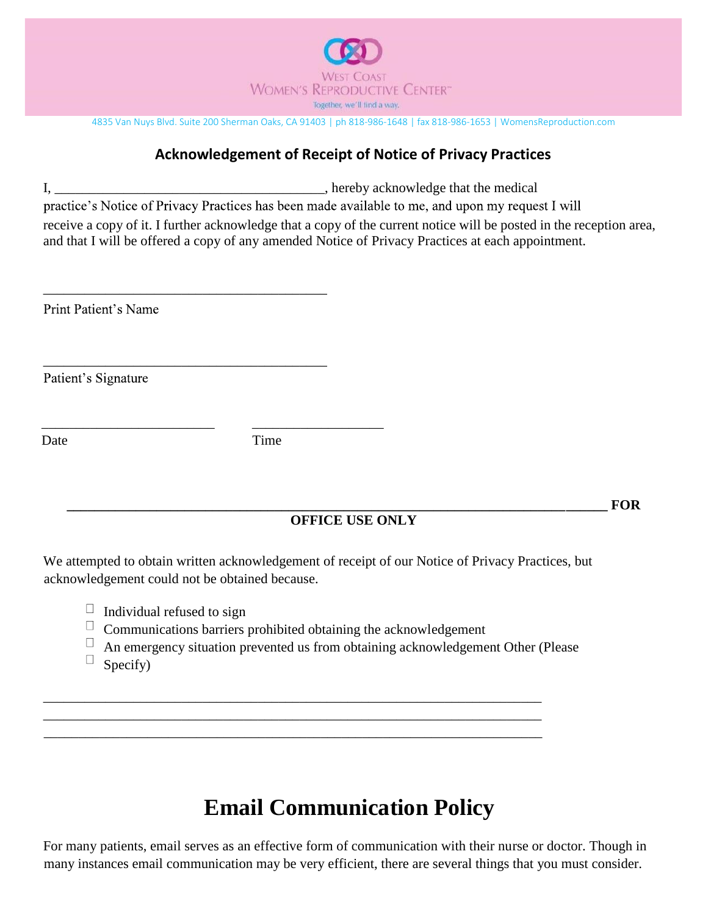WEST COAST WOMEN'S REPRODUCTIVE CENTER™

Together, we'll find a way.

4835 Van Nuys Blvd. Suite 200 Sherman Oaks, CA 91403 | ph 818-986-1648 | fax 818-986-1653 | WomensReproduction.com

## Acknowledgement of Receipt of Notice of Privacy Practices

I, ______________________________________, hereby acknowledge that the medical practice's Notice of Privacy Practices has been made available to me, and upon my request I will receive a copy of it. I further acknowledge that a copy of the current notice will be posted in the reception area, and that I will be offered a copy of any amended Notice of Privacy Practices at each appointment.

__________________________________________

Print Patient's Name

__________________________________________

Patient's Signature

_________________________ ___________________

Date Time

__________________________________________________________________________ **FOR OFFICE USE ONLY**

We attempted to obtain written acknowledgement of receipt of our Notice of Privacy Practices, but acknowledgement could not be obtained because.

- ☐ Individual refused to sign
- ☐ Communications barriers prohibited obtaining the acknowledgement
- ☐ An emergency situation prevented us from obtaining acknowledgement Other (Please
- ☐ Specify)

__________________________________________________________________________

__________________________________________________________________________

__________________________________________________________________________

# Email Communication Policy

For many patients, email serves as an effective form of communication with their nurse or doctor. Though in many instances email communication may be very efficient, there are several things that you must consider.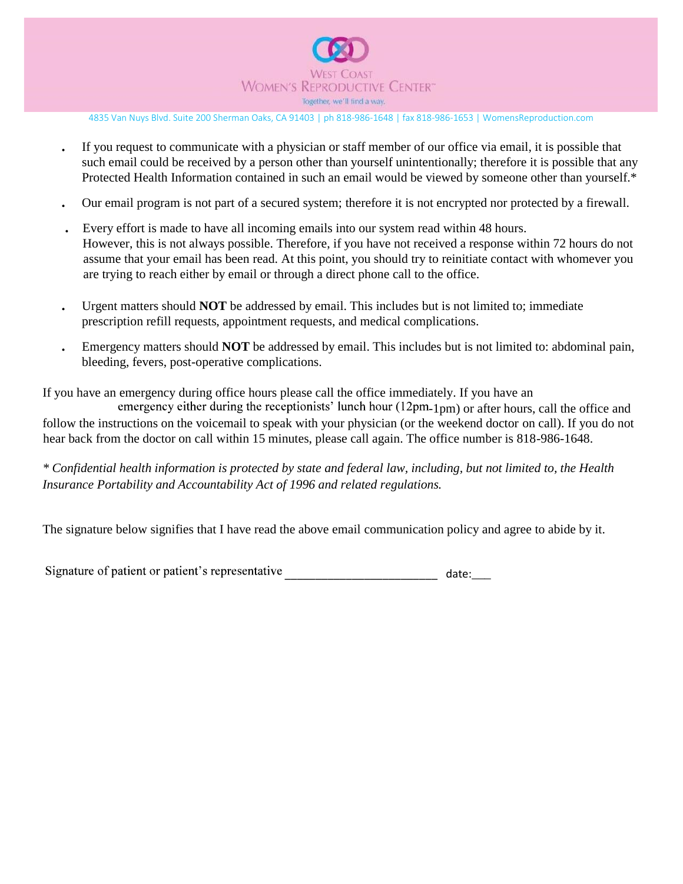WEST COAST WOMEN'S REPRODUCTIVE CENTER™

Together, we'll find a way.

4835 Van Nuys Blvd. Suite 200 Sherman Oaks, CA 91403 | ph 818-986-1648 | fax 818-986-1653 | WomensReproduction.com

- If you request to communicate with a physician or staff member of our office via email, it is possible that such email could be received by a person other than yourself unintentionally; therefore it is possible that any Protected Health Information contained in such an email would be viewed by someone other than yourself.*
- Our email program is not part of a secured system; therefore it is not encrypted nor protected by a firewall.
- Every effort is made to have all incoming emails into our system read within 48 hours. However, this is not always possible. Therefore, if you have not received a response within 72 hours do not assume that your email has been read. At this point, you should try to reinitiate contact with whomever you are trying to reach either by email or through a direct phone call to the office.
- Urgent matters should **NOT** be addressed by email. This includes but is not limited to; immediate prescription refill requests, appointment requests, and medical complications.
- Emergency matters should **NOT** be addressed by email. This includes but is not limited to: abdominal pain, bleeding, fevers, post-operative complications.

If you have an emergency during office hours please call the office immediately. If you have an emergency either during the receptionists' lunch hour (12pm-1pm) or after hours, call the office and follow the instructions on the voicemail to speak with your physician (or the weekend doctor on call). If you do not hear back from the doctor on call within 15 minutes, please call again. The office number is 818-986-1648.

*\* Confidential health information is protected by state and federal law, including, but not limited to, the Health Insurance Portability and Accountability Act of 1996 and related regulations.*

The signature below signifies that I have read the above email communication policy and agree to abide by it.

Signature of patient or patient's representative _______________________ date:___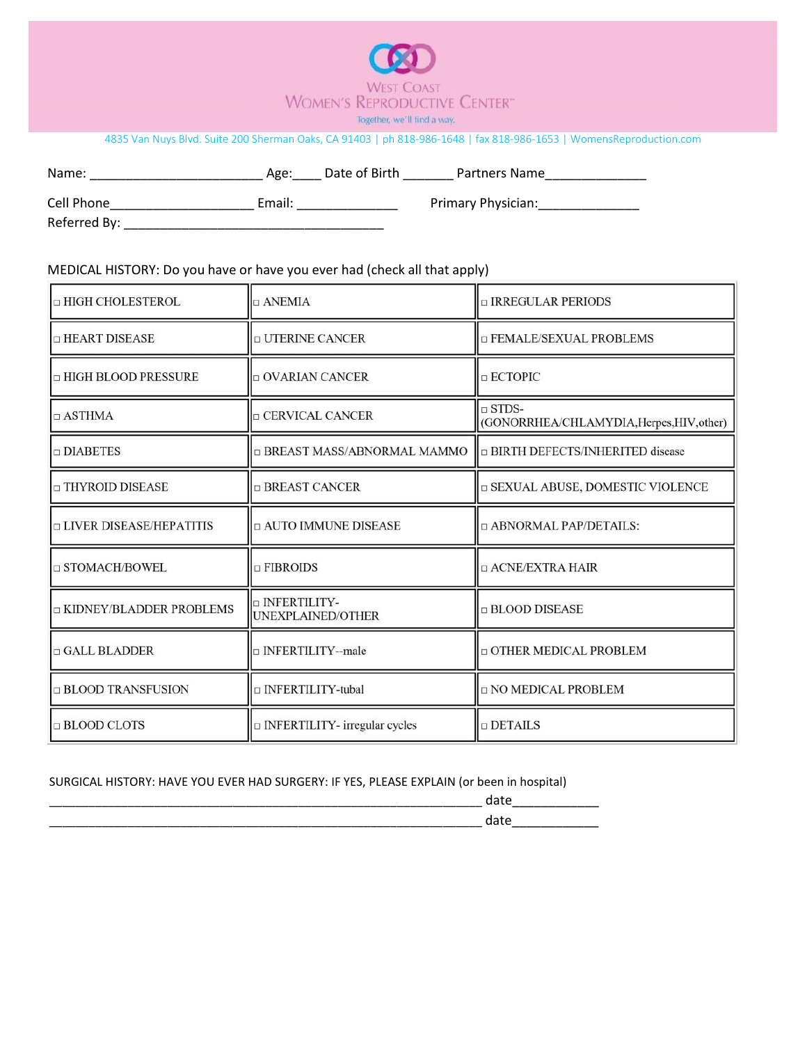# West Coast Women's Reproductive Center

Together, we'll find a way.

4835 Van Nuys Blvd. Suite 200 Sherman Oaks, CA 91403 | ph 818-986-1648 | fax 818-986-1653 | WomensReproduction.com

Name: ________________________ Age:____ Date of Birth _______ Partners Name______________

Cell Phone____________________ Email: ______________ Primary Physician:______________

Referred By: ____________________________________

MEDICAL HISTORY: Do you have or have you ever had (check all that apply)

| | | |
|---|---|---|
| □ HIGH CHOLESTEROL | □ ANEMIA | □ IRREGULAR PERIODS |
| □ HEART DISEASE | □ UTERINE CANCER | □ FEMALE/SEXUAL PROBLEMS |
| □ HIGH BLOOD PRESSURE | □ OVARIAN CANCER | □ ECTOPIC |
| □ ASTHMA | □ CERVICAL CANCER | □ STDS-(GONORRHEA/CHLAMYDIA,Herpes,HIV,other) |
| □ DIABETES | □ BREAST MASS/ABNORMAL MAMMO | □ BIRTH DEFECTS/INHERITED disease |
| □ THYROID DISEASE | □ BREAST CANCER | □ SEXUAL ABUSE, DOMESTIC VIOLENCE |
| □ LIVER DISEASE/HEPATITIS | □ AUTO IMMUNE DISEASE | □ ABNORMAL PAP/DETAILS: |
| □ STOMACH/BOWEL | □ FIBROIDS | □ ACNE/EXTRA HAIR |
| □ KIDNEY/BLADDER PROBLEMS | □ INFERTILITY-UNEXPLAINED/OTHER | □ BLOOD DISEASE |
| □ GALL BLADDER | □ INFERTILITY--male | □ OTHER MEDICAL PROBLEM |
| □ BLOOD TRANSFUSION | □ INFERTILITY-tubal | □ NO MEDICAL PROBLEM |
| □ BLOOD CLOTS | □ INFERTILITY- irregular cycles | □ DETAILS |

SURGICAL HISTORY: HAVE YOU EVER HAD SURGERY: IF YES, PLEASE EXPLAIN (or been in hospital)

_________________________________________________________________ date____________

_________________________________________________________________ date____________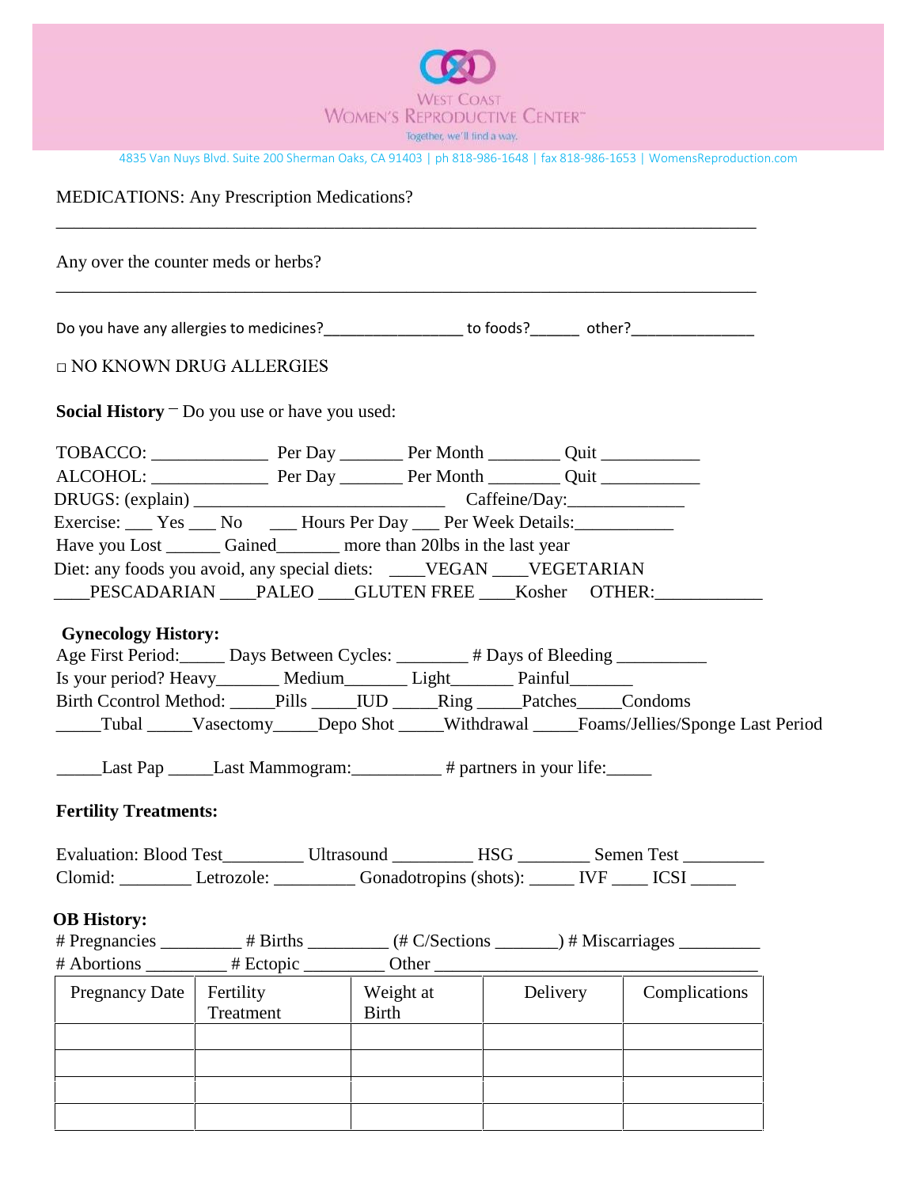WEST COAST WOMEN'S REPRODUCTIVE CENTER™

Together, we'll find a way.

4835 Van Nuys Blvd. Suite 200 Sherman Oaks, CA 91403 | ph 818-986-1648 | fax 818-986-1653 | WomensReproduction.com

MEDICATIONS: Any Prescription Medications?

______________________________________________________________________________

Any over the counter meds or herbs?

______________________________________________________________________________

Do you have any allergies to medicines?________________ to foods?______ other?______________

□ NO KNOWN DRUG ALLERGIES

**Social History** – Do you use or have you used:

TOBACCO: _____________ Per Day _______ Per Month ________ Quit ___________
ALCOHOL: _____________ Per Day _______ Per Month ________ Quit ___________
DRUGS: (explain) ____________________________ Caffeine/Day:_____________
Exercise: ___ Yes ___ No ___ Hours Per Day ___ Per Week Details:___________
Have you Lost ______ Gained_______ more than 20lbs in the last year
Diet: any foods you avoid, any special diets: ____VEGAN ____VEGETARIAN
____PESCADARIAN ____PALEO ____GLUTEN FREE ____Kosher OTHER:____________

**Gynecology History:**

Age First Period:_____ Days Between Cycles: ________ # Days of Bleeding __________
Is your period? Heavy_______ Medium_______ Light_______ Painful_______
Birth Ccontrol Method: _____Pills _____IUD _____Ring _____Patches_____Condoms
_____Tubal _____Vasectomy_____Depo Shot _____Withdrawal _____Foams/Jellies/Sponge Last Period

_____Last Pap _____Last Mammogram:__________ # partners in your life:_____

**Fertility Treatments:**

Evaluation: Blood Test_________ Ultrasound _________ HSG ________ Semen Test _________
Clomid: ________ Letrozole: _________ Gonadotropins (shots): _____ IVF ____ ICSI _____

**OB History:**

# Pregnancies _________ # Births _________ (# C/Sections _______) # Miscarriages _________
# Abortions _________ # Ectopic _________ Other _____________________________________

| Pregnancy Date | Fertility Treatment | Weight at Birth | Delivery | Complications |
|---|---|---|---|---|
| | | | | |
| | | | | |
| | | | | |
| | | | | |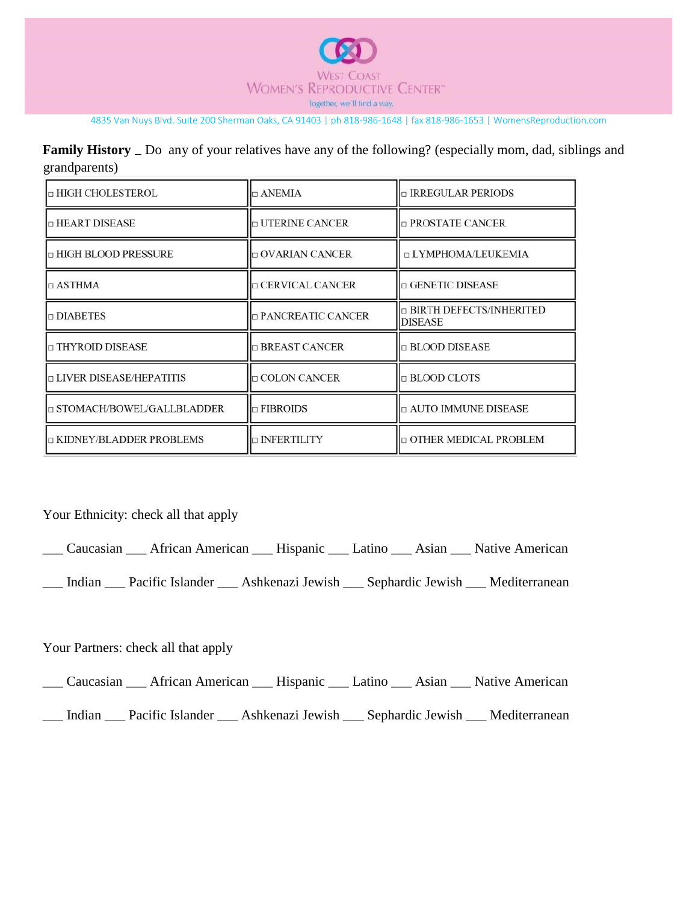WEST COAST WOMEN'S REPRODUCTIVE CENTER™

Together, we'll find a way.

4835 Van Nuys Blvd. Suite 200 Sherman Oaks, CA 91403 | ph 818-986-1648 | fax 818-986-1653 | WomensReproduction.com

**Family History** _ Do any of your relatives have any of the following? (especially mom, dad, siblings and grandparents)

| | | |
|---|---|---|
| □ HIGH CHOLESTEROL | □ ANEMIA | □ IRREGULAR PERIODS |
| □ HEART DISEASE | □ UTERINE CANCER | □ PROSTATE CANCER |
| □ HIGH BLOOD PRESSURE | □ OVARIAN CANCER | □ LYMPHOMA/LEUKEMIA |
| □ ASTHMA | □ CERVICAL CANCER | □ GENETIC DISEASE |
| □ DIABETES | □ PANCREATIC CANCER | □ BIRTH DEFECTS/INHERITED DISEASE |
| □ THYROID DISEASE | □ BREAST CANCER | □ BLOOD DISEASE |
| □ LIVER DISEASE/HEPATITIS | □ COLON CANCER | □ BLOOD CLOTS |
| □ STOMACH/BOWEL/GALLBLADDER | □ FIBROIDS | □ AUTO IMMUNE DISEASE |
| □ KIDNEY/BLADDER PROBLEMS | □ INFERTILITY | □ OTHER MEDICAL PROBLEM |

Your Ethnicity: check all that apply

___ Caucasian ___ African American ___ Hispanic ___ Latino ___ Asian ___ Native American

___ Indian ___ Pacific Islander ___ Ashkenazi Jewish ___ Sephardic Jewish ___ Mediterranean

Your Partners: check all that apply

___ Caucasian ___ African American ___ Hispanic ___ Latino ___ Asian ___ Native American

___ Indian ___ Pacific Islander ___ Ashkenazi Jewish ___ Sephardic Jewish ___ Mediterranean